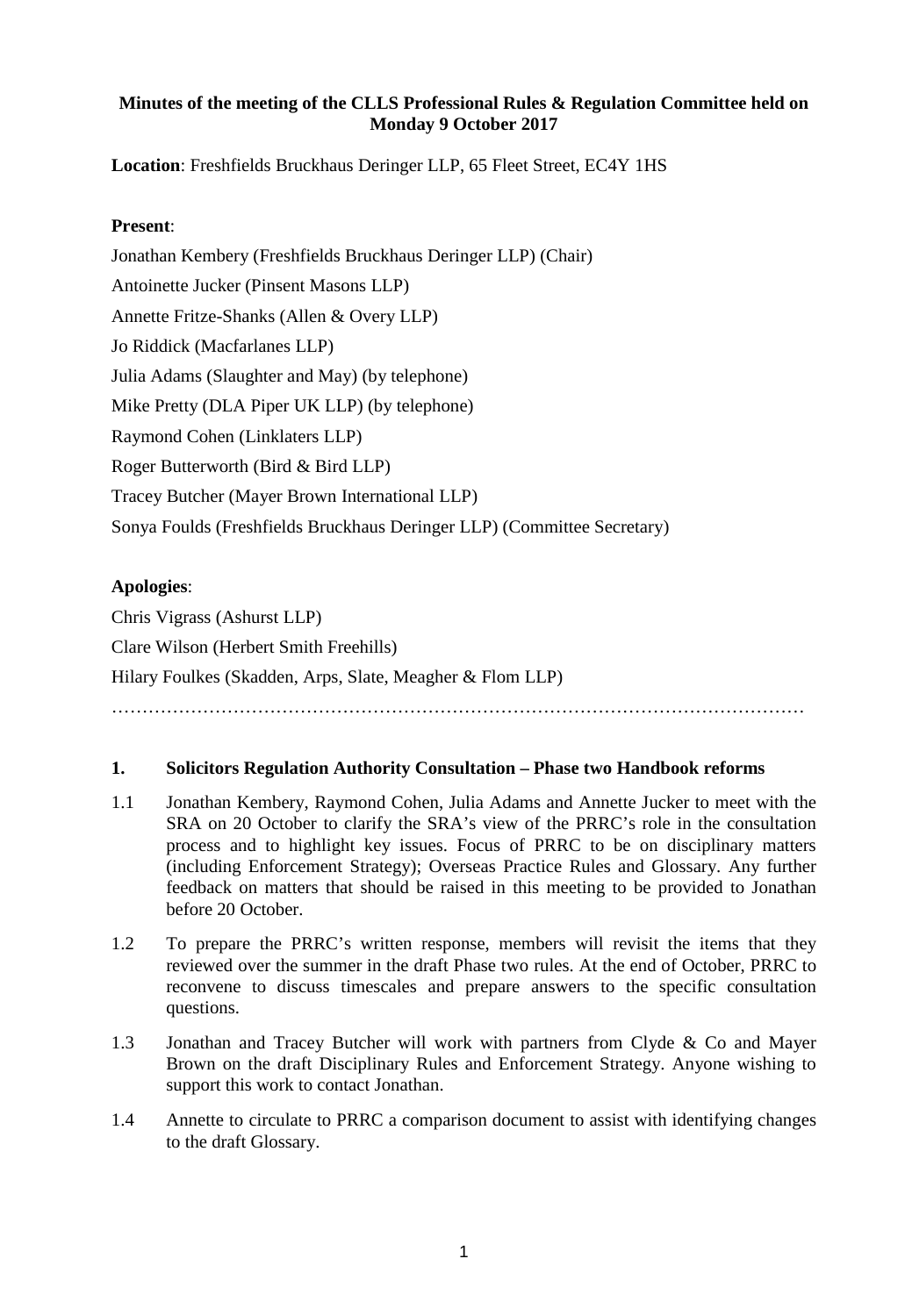**Minutes of the meeting of the CLLS Professional Rules & Regulation Committee held on Monday 9 October 2017**

**Location**: Freshfields Bruckhaus Deringer LLP, 65 Fleet Street, EC4Y 1HS

**Present**:

Jonathan Kembery (Freshfields Bruckhaus Deringer LLP) (Chair)

Antoinette Jucker (Pinsent Masons LLP)

Annette Fritze-Shanks (Allen & Overy LLP)

Jo Riddick (Macfarlanes LLP)

Julia Adams (Slaughter and May) (by telephone)

Mike Pretty (DLA Piper UK LLP) (by telephone)

Raymond Cohen (Linklaters LLP)

Roger Butterworth (Bird & Bird LLP)

Tracey Butcher (Mayer Brown International LLP)

Sonya Foulds (Freshfields Bruckhaus Deringer LLP) (Committee Secretary)

**Apologies**:

Chris Vigrass (Ashurst LLP)

Clare Wilson (Herbert Smith Freehills)

Hilary Foulkes (Skadden, Arps, Slate, Meagher & Flom LLP)

…………………………………………………………………………………………………

**1. Solicitors Regulation Authority Consultation – Phase two Handbook reforms**

1.1 Jonathan Kembery, Raymond Cohen, Julia Adams and Annette Jucker to meet with the SRA on 20 October to clarify the SRA's view of the PRRC's role in the consultation process and to highlight key issues. Focus of PRRC to be on disciplinary matters (including Enforcement Strategy); Overseas Practice Rules and Glossary. Any further feedback on matters that should be raised in this meeting to be provided to Jonathan before 20 October.

1.2 To prepare the PRRC's written response, members will revisit the items that they reviewed over the summer in the draft Phase two rules. At the end of October, PRRC to reconvene to discuss timescales and prepare answers to the specific consultation questions.

1.3 Jonathan and Tracey Butcher will work with partners from Clyde & Co and Mayer Brown on the draft Disciplinary Rules and Enforcement Strategy. Anyone wishing to support this work to contact Jonathan.

1.4 Annette to circulate to PRRC a comparison document to assist with identifying changes to the draft Glossary.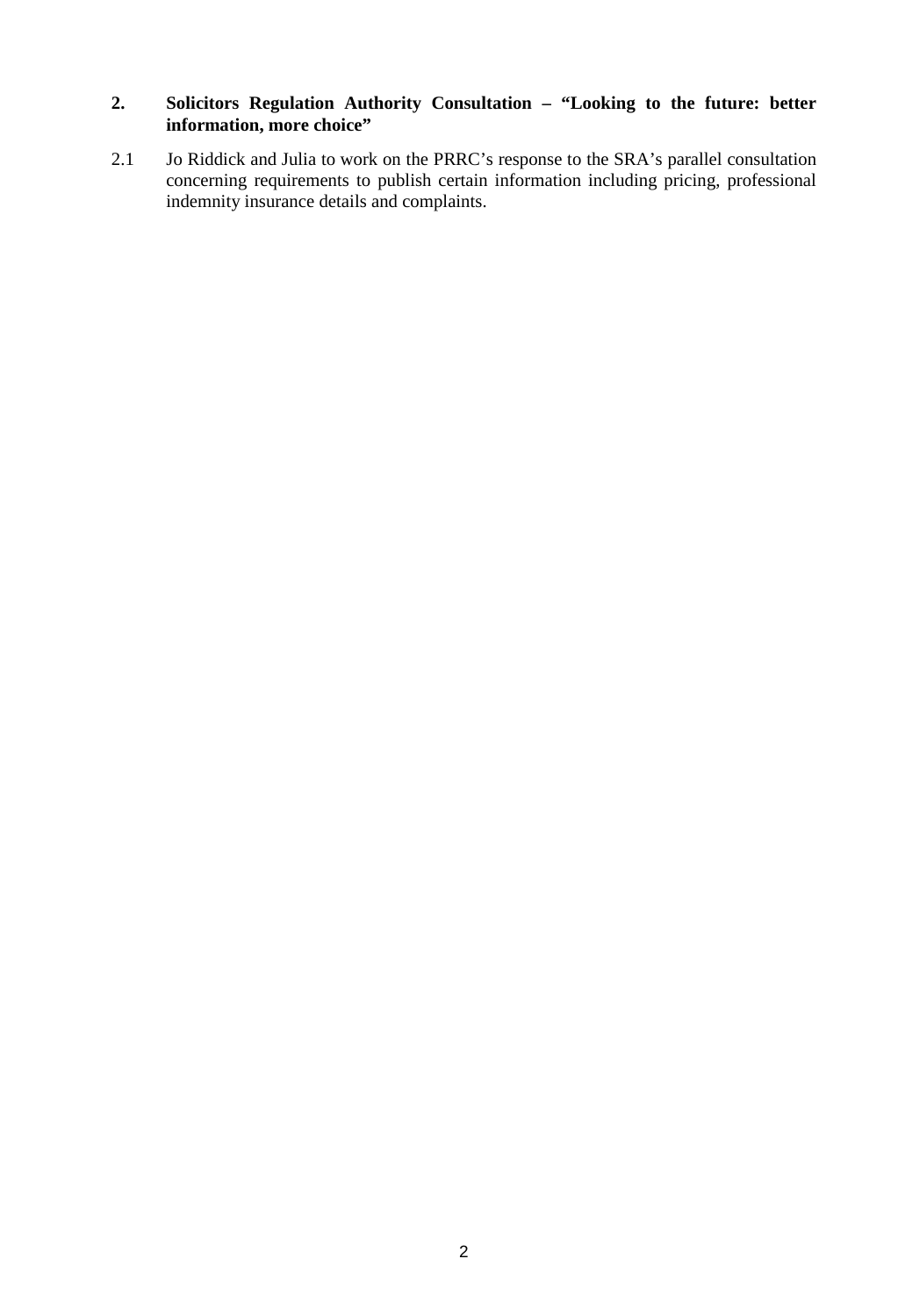**2. Solicitors Regulation Authority Consultation – "Looking to the future: better information, more choice"**

2.1 Jo Riddick and Julia to work on the PRRC's response to the SRA's parallel consultation concerning requirements to publish certain information including pricing, professional indemnity insurance details and complaints.